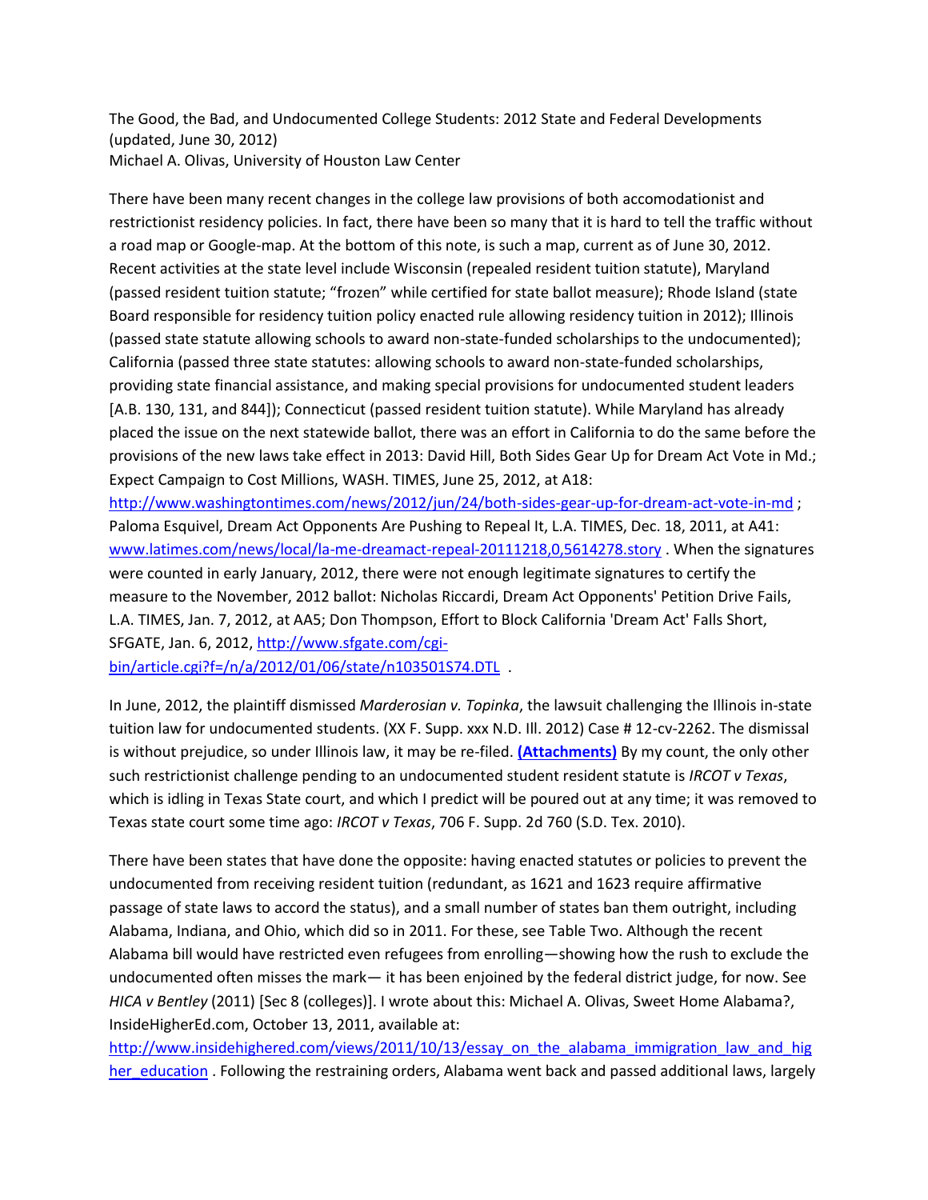The Good, the Bad, and Undocumented College Students: 2012 State and Federal Developments (updated, June 30, 2012)
Michael A. Olivas, University of Houston Law Center

There have been many recent changes in the college law provisions of both accomodationist and restrictionist residency policies. In fact, there have been so many that it is hard to tell the traffic without a road map or Google-map. At the bottom of this note, is such a map, current as of June 30, 2012. Recent activities at the state level include Wisconsin (repealed resident tuition statute), Maryland (passed resident tuition statute; "frozen" while certified for state ballot measure); Rhode Island (state Board responsible for residency tuition policy enacted rule allowing residency tuition in 2012); Illinois (passed state statute allowing schools to award non-state-funded scholarships to the undocumented); California (passed three state statutes: allowing schools to award non-state-funded scholarships, providing state financial assistance, and making special provisions for undocumented student leaders [A.B. 130, 131, and 844]); Connecticut (passed resident tuition statute). While Maryland has already placed the issue on the next statewide ballot, there was an effort in California to do the same before the provisions of the new laws take effect in 2013: David Hill, Both Sides Gear Up for Dream Act Vote in Md.; Expect Campaign to Cost Millions, WASH. TIMES, June 25, 2012, at A18: http://www.washingtontimes.com/news/2012/jun/24/both-sides-gear-up-for-dream-act-vote-in-md ; Paloma Esquivel, Dream Act Opponents Are Pushing to Repeal It, L.A. TIMES, Dec. 18, 2011, at A41: www.latimes.com/news/local/la-me-dreamact-repeal-20111218,0,5614278.story . When the signatures were counted in early January, 2012, there were not enough legitimate signatures to certify the measure to the November, 2012 ballot: Nicholas Riccardi, Dream Act Opponents' Petition Drive Fails, L.A. TIMES, Jan. 7, 2012, at AA5; Don Thompson, Effort to Block California 'Dream Act' Falls Short, SFGATE, Jan. 6, 2012, http://www.sfgate.com/cgi-bin/article.cgi?f=/n/a/2012/01/06/state/n103501S74.DTL .

In June, 2012, the plaintiff dismissed *Marderosian v. Topinka*, the lawsuit challenging the Illinois in-state tuition law for undocumented students. (XX F. Supp. xxx N.D. Ill. 2012) Case # 12-cv-2262. The dismissal is without prejudice, so under Illinois law, it may be re-filed. **(Attachments)** By my count, the only other such restrictionist challenge pending to an undocumented student resident statute is *IRCOT v Texas*, which is idling in Texas State court, and which I predict will be poured out at any time; it was removed to Texas state court some time ago: *IRCOT v Texas*, 706 F. Supp. 2d 760 (S.D. Tex. 2010).

There have been states that have done the opposite: having enacted statutes or policies to prevent the undocumented from receiving resident tuition (redundant, as 1621 and 1623 require affirmative passage of state laws to accord the status), and a small number of states ban them outright, including Alabama, Indiana, and Ohio, which did so in 2011. For these, see Table Two. Although the recent Alabama bill would have restricted even refugees from enrolling—showing how the rush to exclude the undocumented often misses the mark— it has been enjoined by the federal district judge, for now. See *HICA v Bentley* (2011) [Sec 8 (colleges)]. I wrote about this: Michael A. Olivas, Sweet Home Alabama?, InsideHigherEd.com, October 13, 2011, available at: http://www.insidehighered.com/views/2011/10/13/essay_on_the_alabama_immigration_law_and_higher_education . Following the restraining orders, Alabama went back and passed additional laws, largely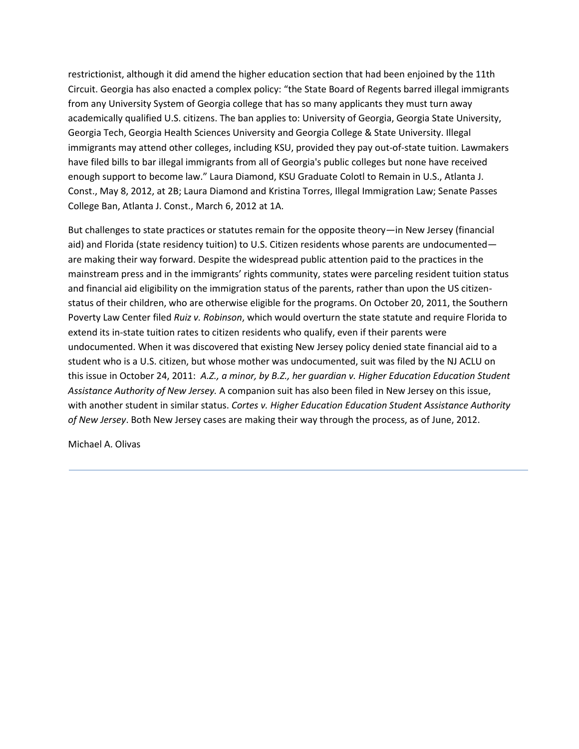restrictionist, although it did amend the higher education section that had been enjoined by the 11th Circuit. Georgia has also enacted a complex policy: "the State Board of Regents barred illegal immigrants from any University System of Georgia college that has so many applicants they must turn away academically qualified U.S. citizens. The ban applies to: University of Georgia, Georgia State University, Georgia Tech, Georgia Health Sciences University and Georgia College & State University. Illegal immigrants may attend other colleges, including KSU, provided they pay out-of-state tuition. Lawmakers have filed bills to bar illegal immigrants from all of Georgia's public colleges but none have received enough support to become law." Laura Diamond, KSU Graduate Colotl to Remain in U.S., Atlanta J. Const., May 8, 2012, at 2B; Laura Diamond and Kristina Torres, Illegal Immigration Law; Senate Passes College Ban, Atlanta J. Const., March 6, 2012 at 1A.

But challenges to state practices or statutes remain for the opposite theory—in New Jersey (financial aid) and Florida (state residency tuition) to U.S. Citizen residents whose parents are undocumented—are making their way forward. Despite the widespread public attention paid to the practices in the mainstream press and in the immigrants' rights community, states were parceling resident tuition status and financial aid eligibility on the immigration status of the parents, rather than upon the US citizen-status of their children, who are otherwise eligible for the programs. On October 20, 2011, the Southern Poverty Law Center filed *Ruiz v. Robinson*, which would overturn the state statute and require Florida to extend its in-state tuition rates to citizen residents who qualify, even if their parents were undocumented. When it was discovered that existing New Jersey policy denied state financial aid to a student who is a U.S. citizen, but whose mother was undocumented, suit was filed by the NJ ACLU on this issue in October 24, 2011: *A.Z., a minor, by B.Z., her guardian v. Higher Education Education Student Assistance Authority of New Jersey.* A companion suit has also been filed in New Jersey on this issue, with another student in similar status. *Cortes v. Higher Education Education Student Assistance Authority of New Jersey*. Both New Jersey cases are making their way through the process, as of June, 2012.

Michael A. Olivas